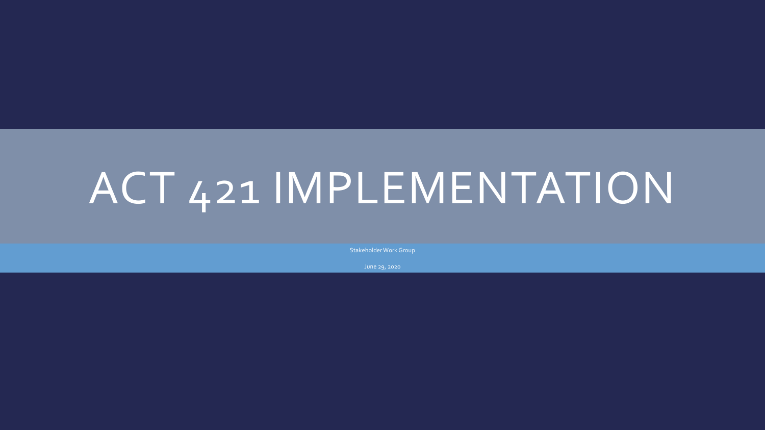# ACT 421 IMPLEMENTATION

Stakeholder Work Group

June 29, 2020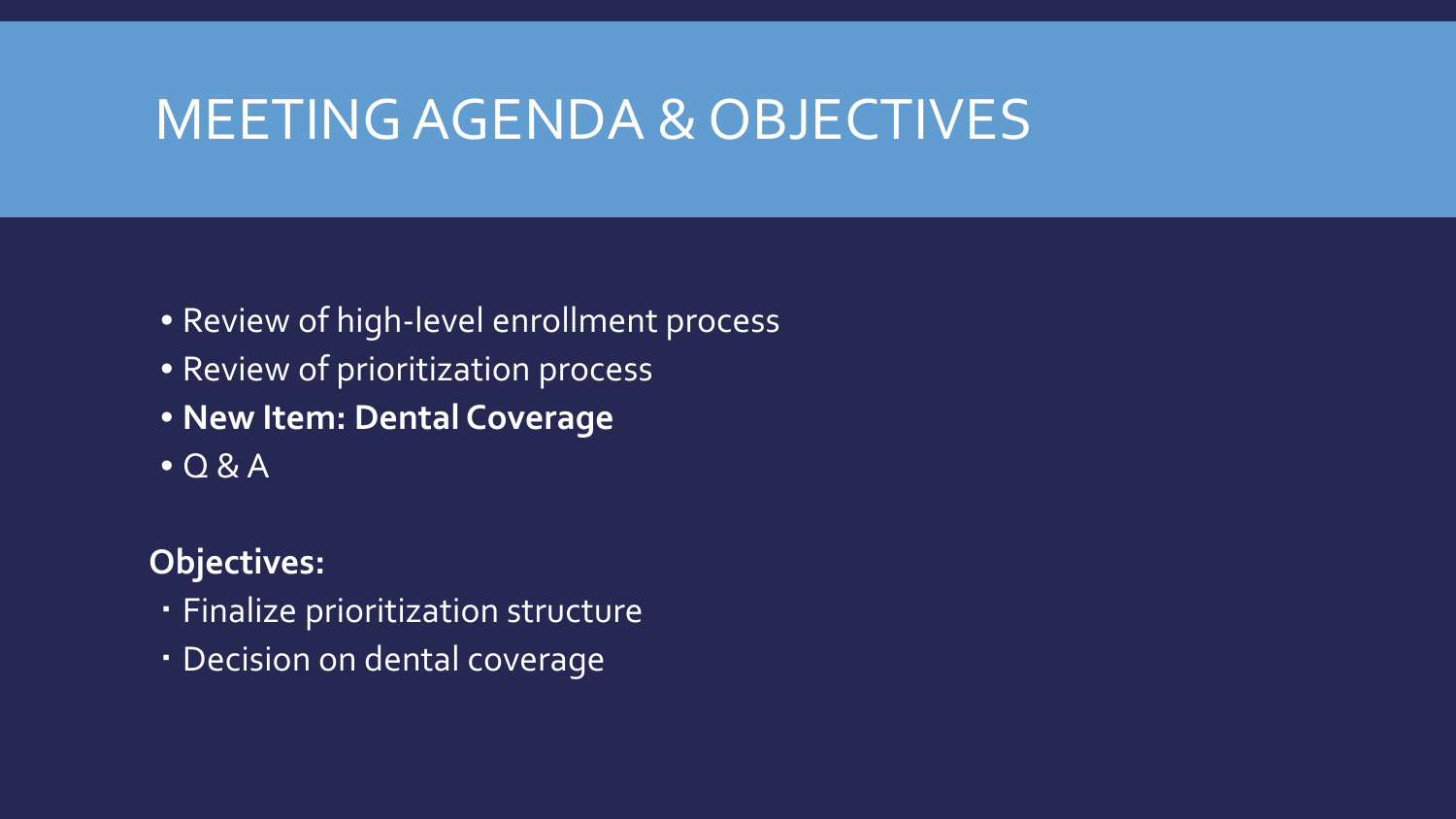# MEETING AGENDA & OBJECTIVES

- Review of high-level enrollment process
- Review of prioritization process
- **New Item: Dental Coverage**
- Q & A

**Objectives:**

- Finalize prioritization structure
- Decision on dental coverage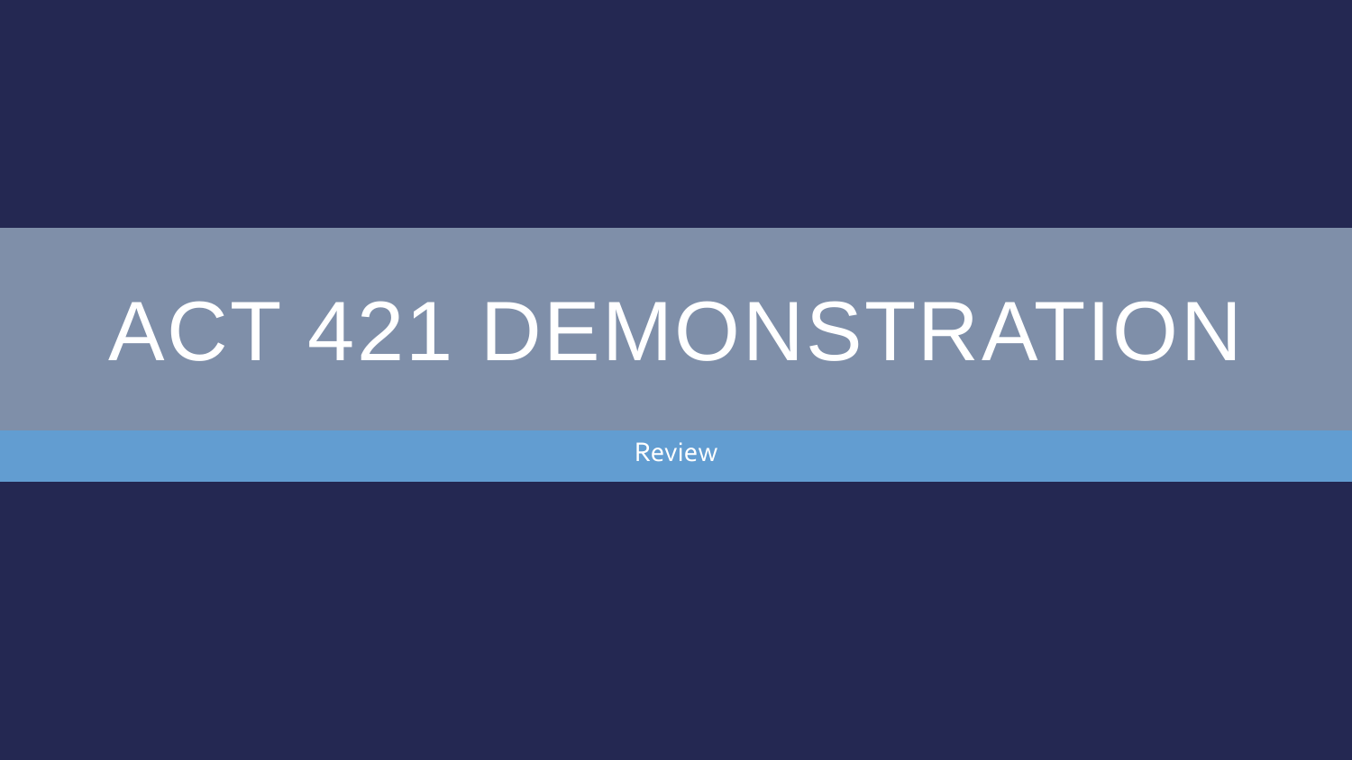# ACT 421 DEMONSTRATION

Review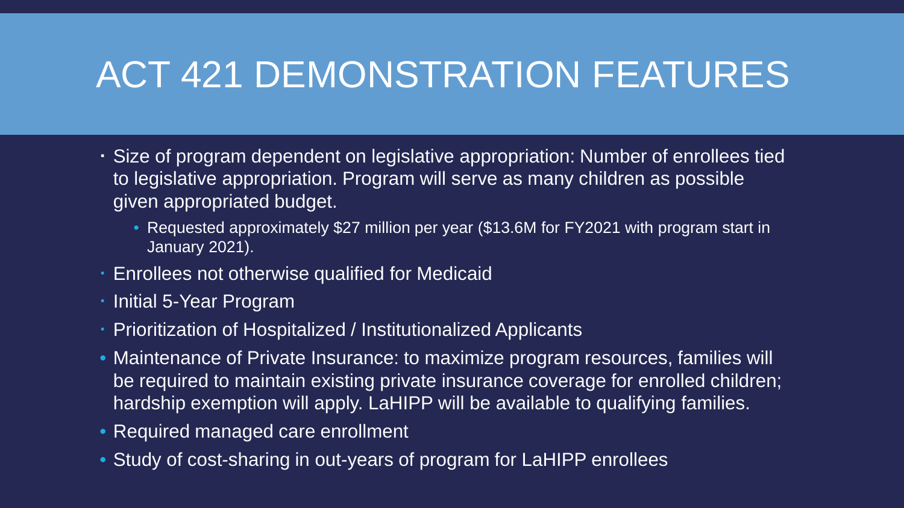# ACT 421 DEMONSTRATION FEATURES

- Size of program dependent on legislative appropriation: Number of enrollees tied to legislative appropriation. Program will serve as many children as possible given appropriated budget.
  - Requested approximately $27 million per year ($13.6M for FY2021 with program start in January 2021).
- Enrollees not otherwise qualified for Medicaid
- Initial 5-Year Program
- Prioritization of Hospitalized / Institutionalized Applicants
- Maintenance of Private Insurance: to maximize program resources, families will be required to maintain existing private insurance coverage for enrolled children; hardship exemption will apply. LaHIPP will be available to qualifying families.
- Required managed care enrollment
- Study of cost-sharing in out-years of program for LaHIPP enrollees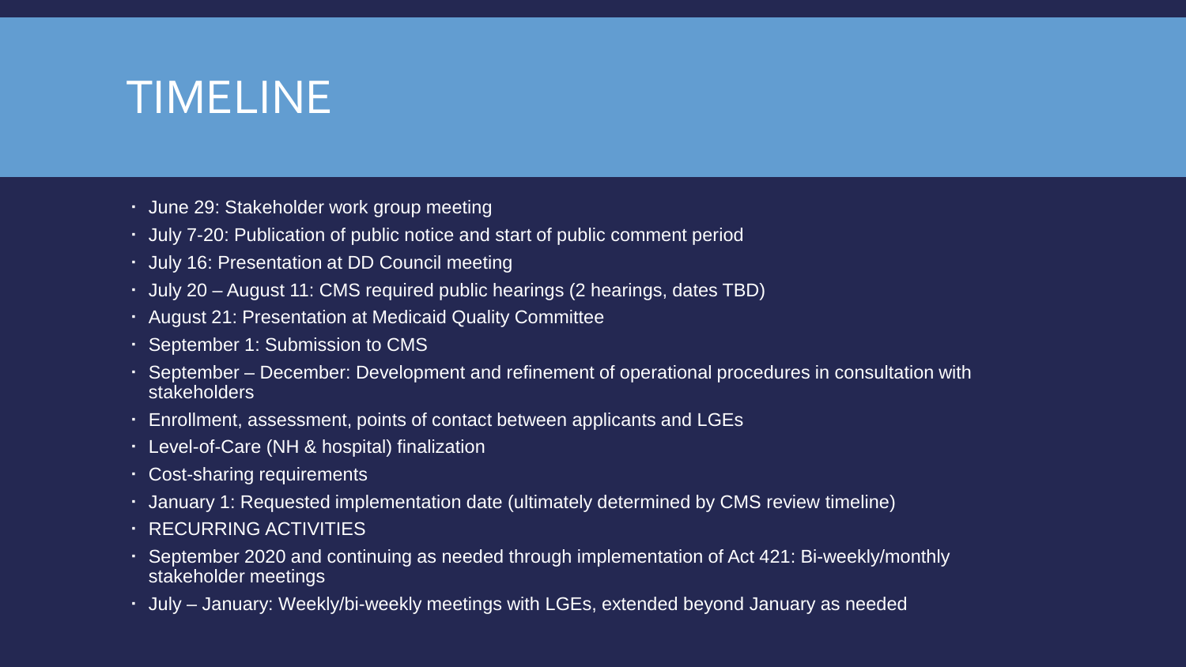# TIMELINE

- June 29: Stakeholder work group meeting
- July 7-20: Publication of public notice and start of public comment period
- July 16: Presentation at DD Council meeting
- July 20 – August 11: CMS required public hearings (2 hearings, dates TBD)
- August 21: Presentation at Medicaid Quality Committee
- September 1: Submission to CMS
- September – December: Development and refinement of operational procedures in consultation with stakeholders
- Enrollment, assessment, points of contact between applicants and LGEs
- Level-of-Care (NH & hospital) finalization
- Cost-sharing requirements
- January 1: Requested implementation date (ultimately determined by CMS review timeline)
- RECURRING ACTIVITIES
- September 2020 and continuing as needed through implementation of Act 421: Bi-weekly/monthly stakeholder meetings
- July – January: Weekly/bi-weekly meetings with LGEs, extended beyond January as needed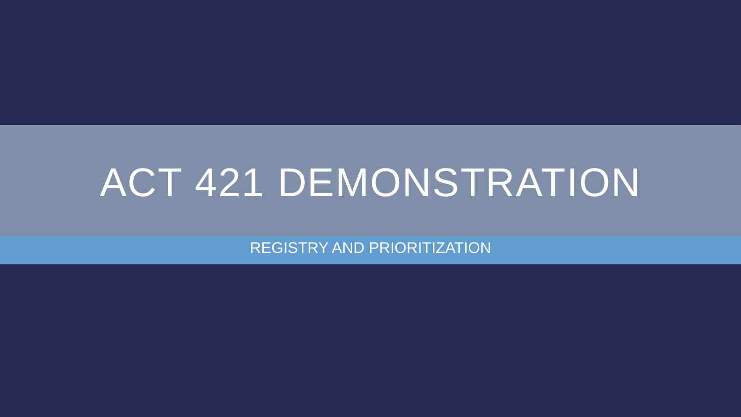# ACT 421 DEMONSTRATION

REGISTRY AND PRIORITIZATION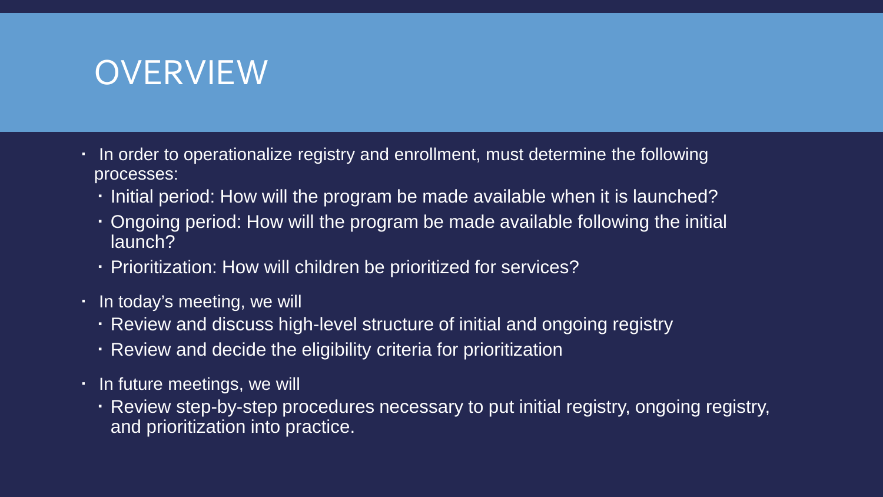# OVERVIEW

- In order to operationalize registry and enrollment, must determine the following processes:
  - Initial period: How will the program be made available when it is launched?
  - Ongoing period: How will the program be made available following the initial launch?
  - Prioritization: How will children be prioritized for services?
- In today's meeting, we will
  - Review and discuss high-level structure of initial and ongoing registry
  - Review and decide the eligibility criteria for prioritization
- In future meetings, we will
  - Review step-by-step procedures necessary to put initial registry, ongoing registry, and prioritization into practice.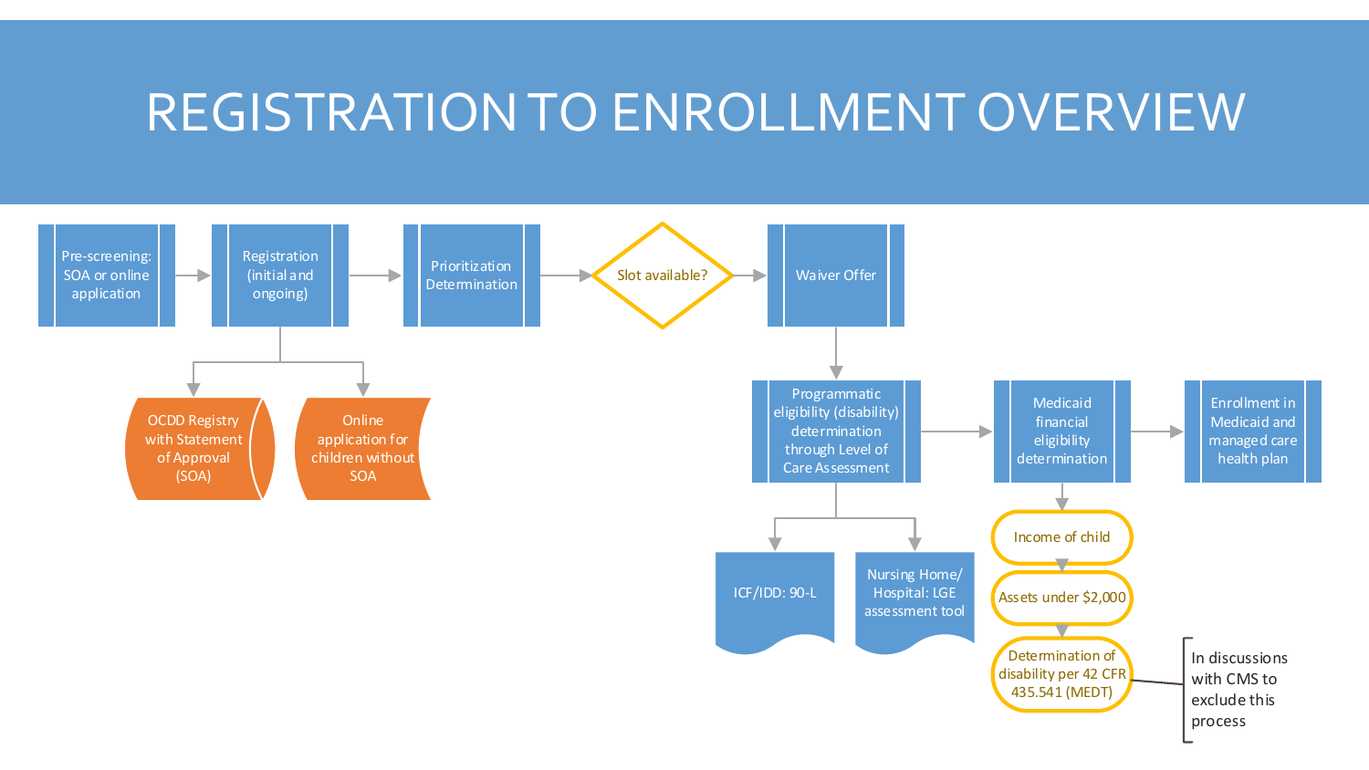# REGISTRATION TO ENROLLMENT OVERVIEW

- Pre-screening: SOA or online application
- Registration (initial and ongoing)
  - OCDD Registry with Statement of Approval (SOA)
  - Online application for children without SOA
- Prioritization Determination
- Slot available?
- Waiver Offer
- Programmatic eligibility (disability) determination through Level of Care Assessment
  - ICF/IDD: 90-L
  - Nursing Home/ Hospital: LGE assessment tool
- Medicaid financial eligibility determination
  - Income of child
  - Assets under $2,000
  - Determination of disability per 42 CFR 435.541 (MEDT)
    - In discussions with CMS to exclude this process
- Enrollment in Medicaid and managed care health plan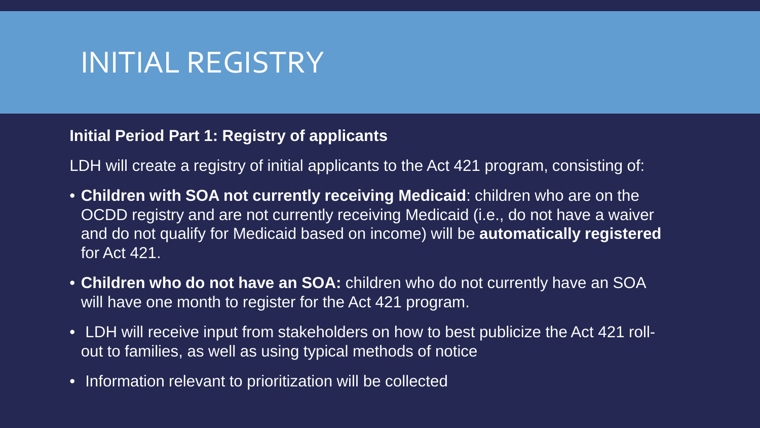# INITIAL REGISTRY

**Initial Period Part 1: Registry of applicants**

LDH will create a registry of initial applicants to the Act 421 program, consisting of:

- **Children with SOA not currently receiving Medicaid**: children who are on the OCDD registry and are not currently receiving Medicaid (i.e., do not have a waiver and do not qualify for Medicaid based on income) will be **automatically registered** for Act 421.
- **Children who do not have an SOA:** children who do not currently have an SOA will have one month to register for the Act 421 program.
- LDH will receive input from stakeholders on how to best publicize the Act 421 roll-out to families, as well as using typical methods of notice
- Information relevant to prioritization will be collected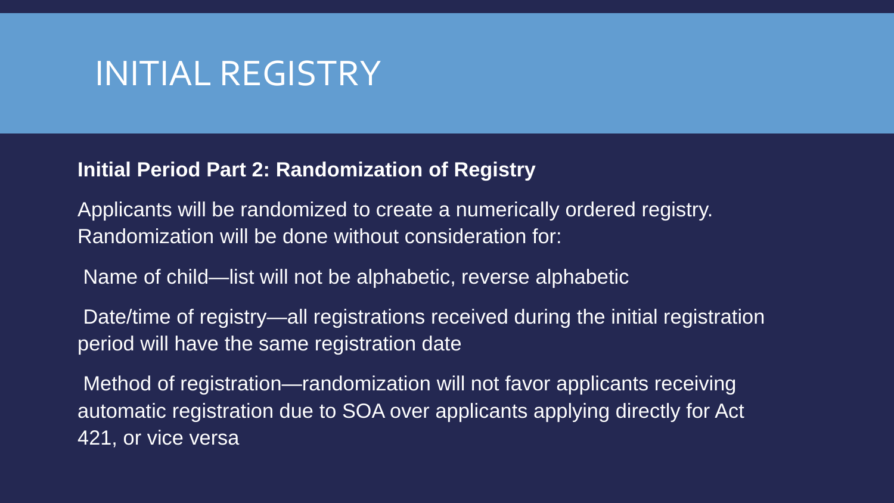# INITIAL REGISTRY

**Initial Period Part 2: Randomization of Registry**

Applicants will be randomized to create a numerically ordered registry. Randomization will be done without consideration for:

Name of child—list will not be alphabetic, reverse alphabetic

Date/time of registry—all registrations received during the initial registration period will have the same registration date

Method of registration—randomization will not favor applicants receiving automatic registration due to SOA over applicants applying directly for Act 421, or vice versa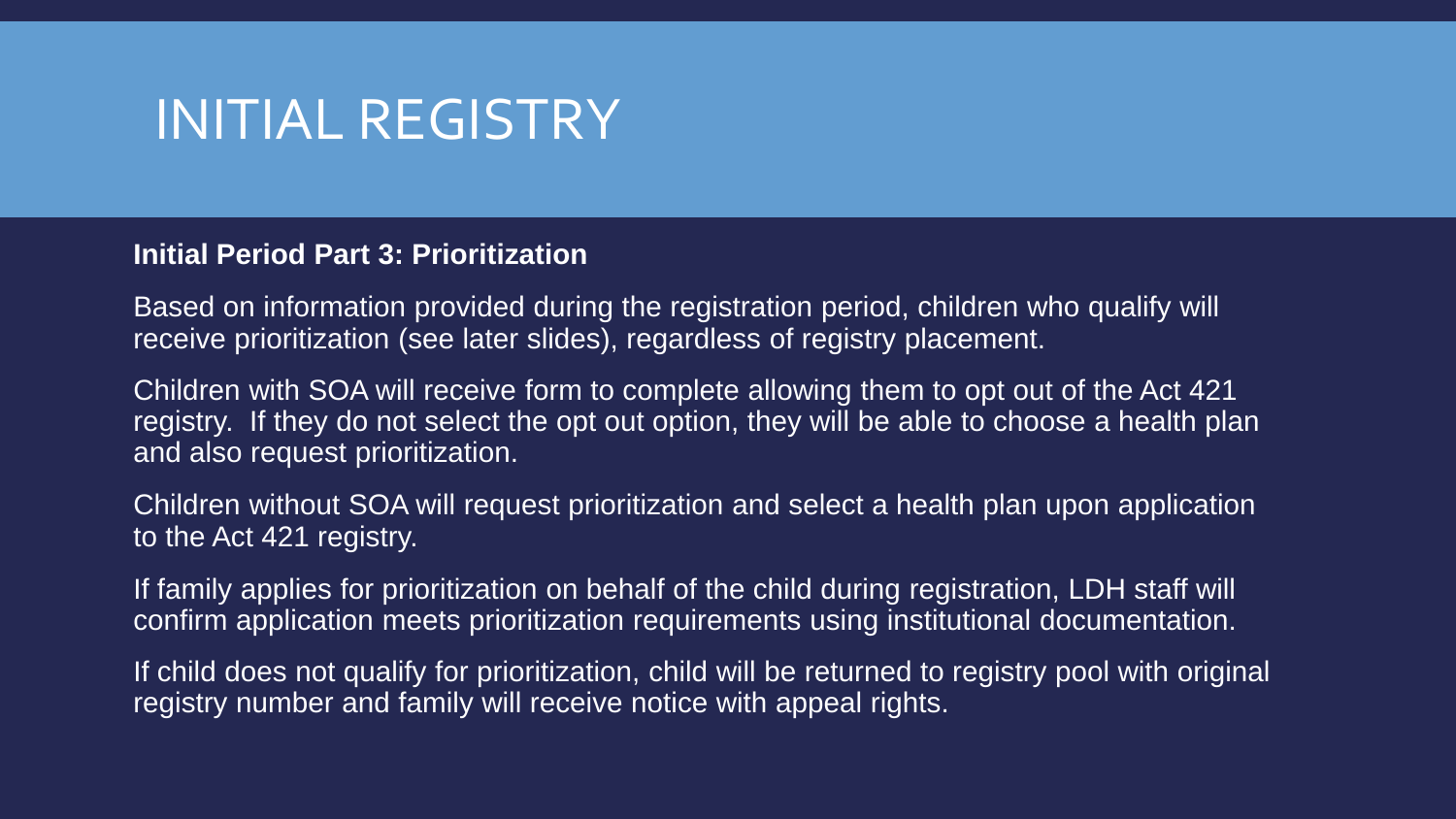# INITIAL REGISTRY

**Initial Period Part 3: Prioritization**

Based on information provided during the registration period, children who qualify will receive prioritization (see later slides), regardless of registry placement.

Children with SOA will receive form to complete allowing them to opt out of the Act 421 registry. If they do not select the opt out option, they will be able to choose a health plan and also request prioritization.

Children without SOA will request prioritization and select a health plan upon application to the Act 421 registry.

If family applies for prioritization on behalf of the child during registration, LDH staff will confirm application meets prioritization requirements using institutional documentation.

If child does not qualify for prioritization, child will be returned to registry pool with original registry number and family will receive notice with appeal rights.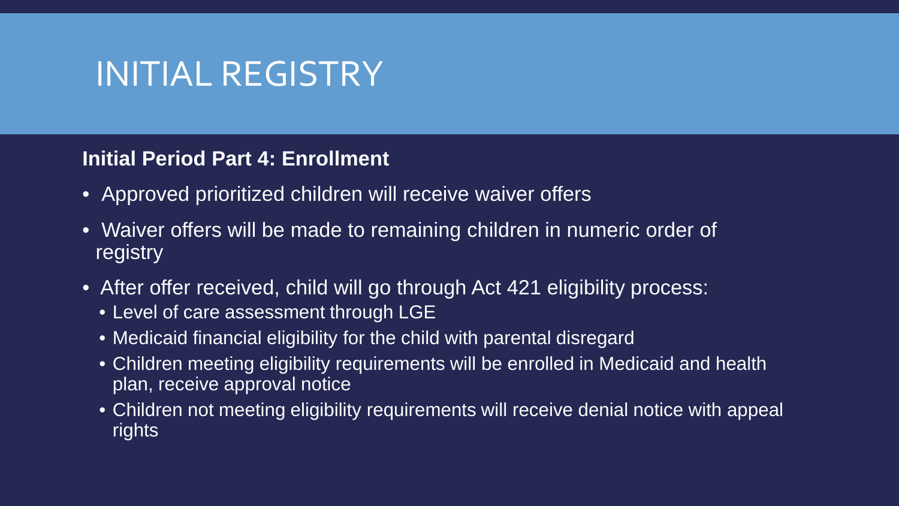# INITIAL REGISTRY

**Initial Period Part 4: Enrollment**

- Approved prioritized children will receive waiver offers
- Waiver offers will be made to remaining children in numeric order of registry
- After offer received, child will go through Act 421 eligibility process:
  - Level of care assessment through LGE
  - Medicaid financial eligibility for the child with parental disregard
  - Children meeting eligibility requirements will be enrolled in Medicaid and health plan, receive approval notice
  - Children not meeting eligibility requirements will receive denial notice with appeal rights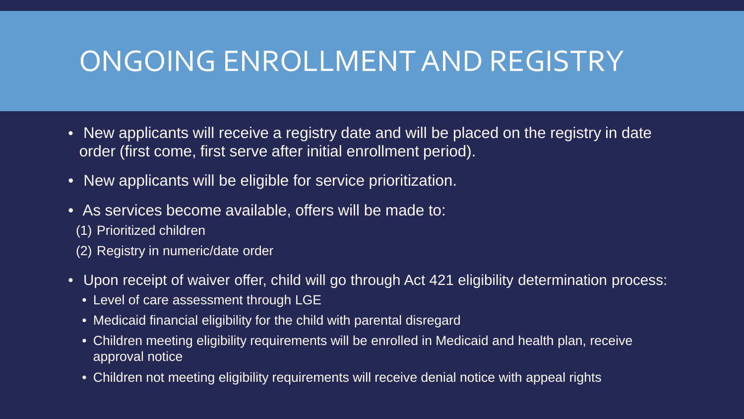# ONGOING ENROLLMENT AND REGISTRY

- New applicants will receive a registry date and will be placed on the registry in date order (first come, first serve after initial enrollment period).
- New applicants will be eligible for service prioritization.
- As services become available, offers will be made to:
  (1) Prioritized children
  (2) Registry in numeric/date order
- Upon receipt of waiver offer, child will go through Act 421 eligibility determination process:
  - Level of care assessment through LGE
  - Medicaid financial eligibility for the child with parental disregard
  - Children meeting eligibility requirements will be enrolled in Medicaid and health plan, receive approval notice
  - Children not meeting eligibility requirements will receive denial notice with appeal rights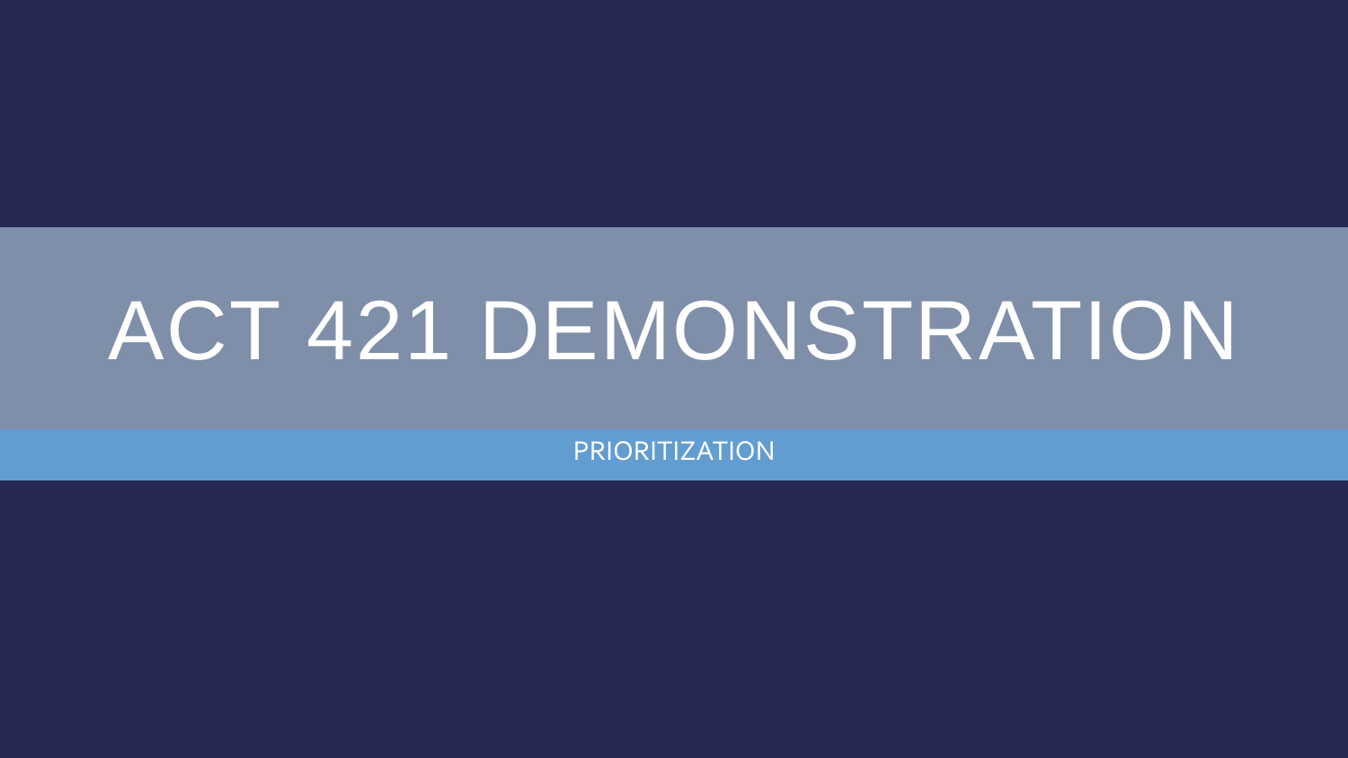# ACT 421 DEMONSTRATION

PRIORITIZATION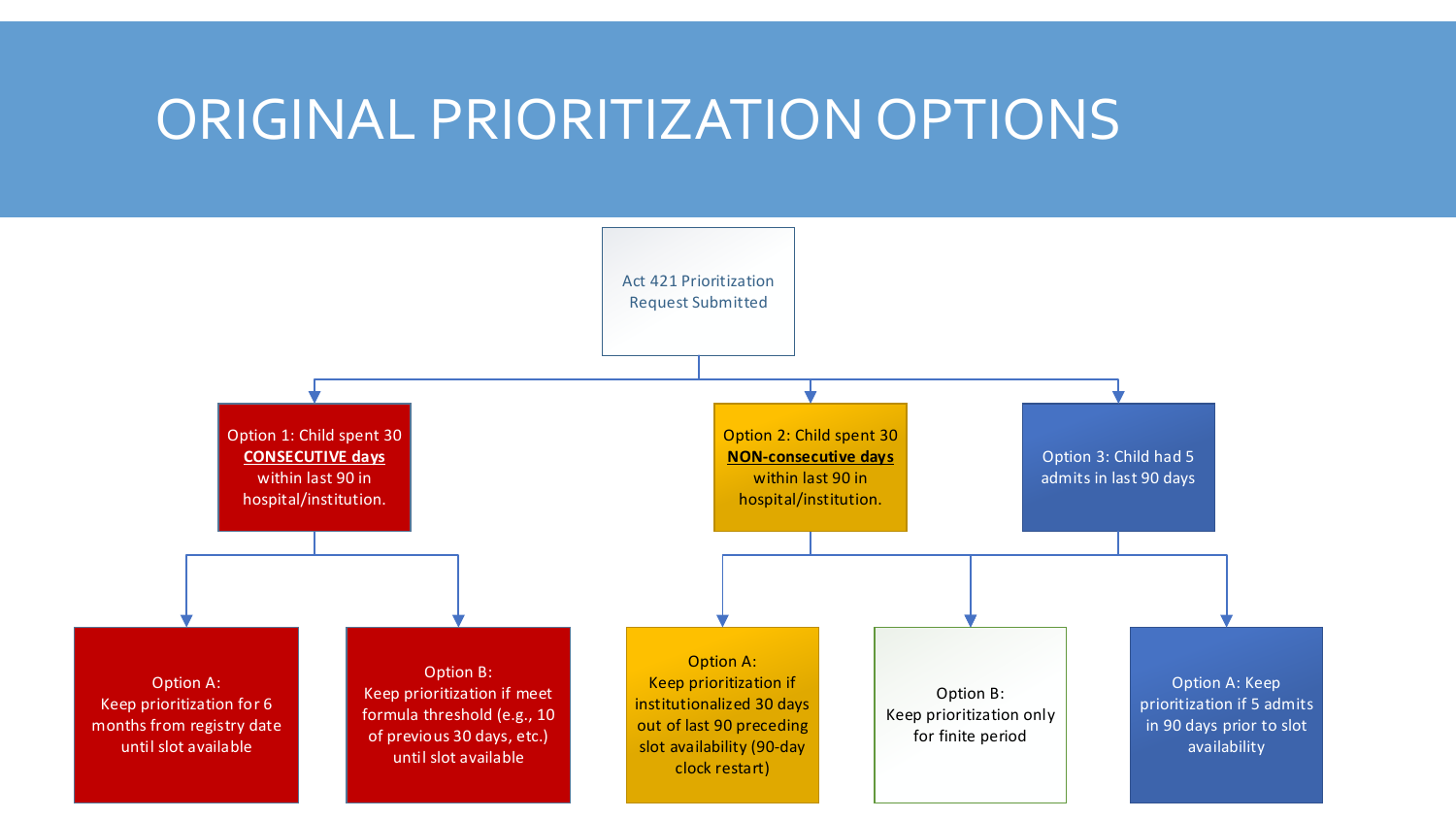# ORIGINAL PRIORITIZATION OPTIONS

**Act 421 Prioritization Request Submitted**

- **Option 1:** Child spent 30 **CONSECUTIVE days** within last 90 in hospital/institution.
  - Option A: Keep prioritization for 6 months from registry date until slot available
  - Option B: Keep prioritization if meet formula threshold (e.g., 10 of previous 30 days, etc.) until slot available
- **Option 2:** Child spent 30 **NON-consecutive days** within last 90 in hospital/institution.
  - Option A: Keep prioritization if institutionalized 30 days out of last 90 preceding slot availability (90-day clock restart)
  - Option B: Keep prioritization only for finite period
- **Option 3:** Child had 5 admits in last 90 days
  - Option B: Keep prioritization only for finite period
  - Option A: Keep prioritization if 5 admits in 90 days prior to slot availability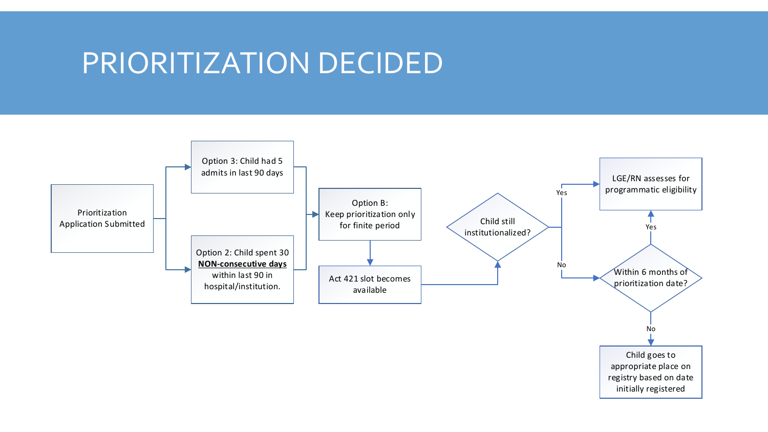# PRIORITIZATION DECIDED

Prioritization Application Submitted

Option 3: Child had 5 admits in last 90 days

Option 2: Child spent 30 **NON-consecutive days** within last 90 in hospital/institution.

Option B: Keep prioritization only for finite period

Act 421 slot becomes available

Child still institutionalized?

Yes

LGE/RN assesses for programmatic eligibility

No

Within 6 months of prioritization date?

Yes

No

Child goes to appropriate place on registry based on date initially registered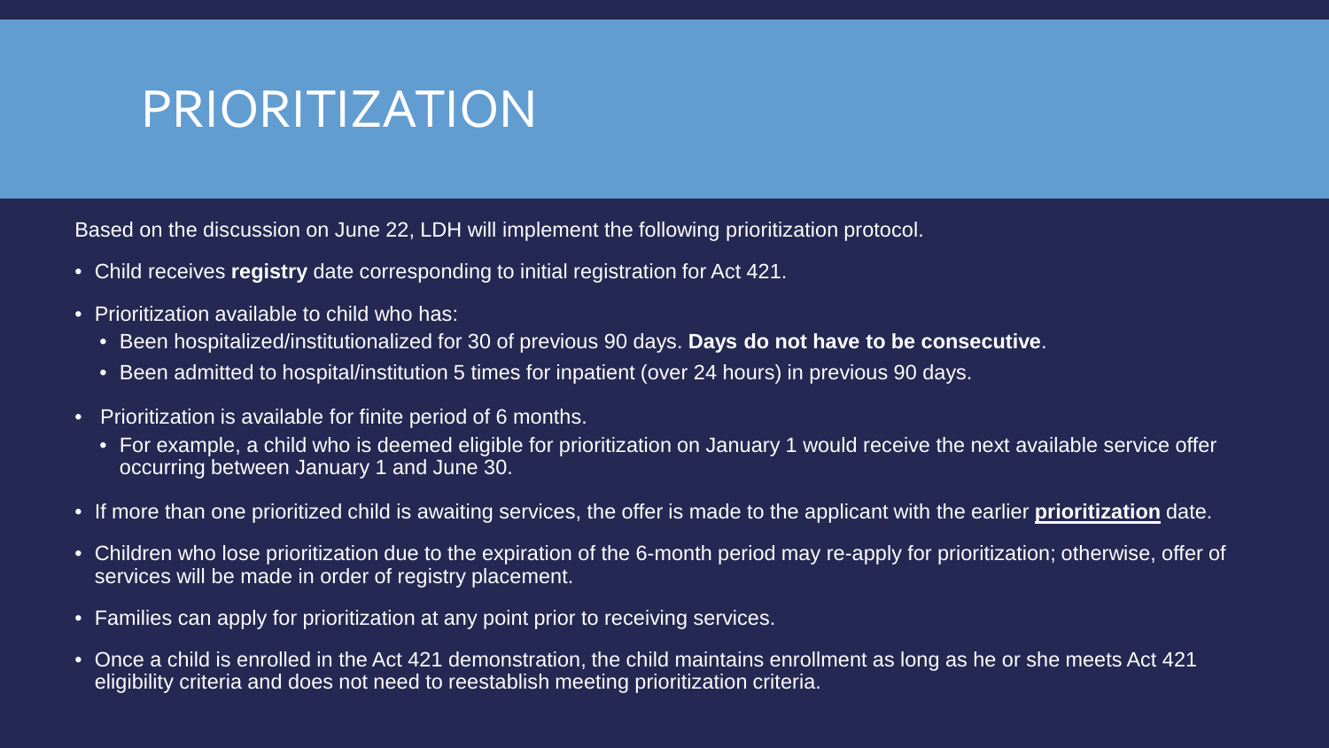# PRIORITIZATION

Based on the discussion on June 22, LDH will implement the following prioritization protocol.

- Child receives **registry** date corresponding to initial registration for Act 421.
- Prioritization available to child who has:
  - Been hospitalized/institutionalized for 30 of previous 90 days. **Days do not have to be consecutive**.
  - Been admitted to hospital/institution 5 times for inpatient (over 24 hours) in previous 90 days.
- Prioritization is available for finite period of 6 months.
  - For example, a child who is deemed eligible for prioritization on January 1 would receive the next available service offer occurring between January 1 and June 30.
- If more than one prioritized child is awaiting services, the offer is made to the applicant with the earlier **<u>prioritization</u>** date.
- Children who lose prioritization due to the expiration of the 6-month period may re-apply for prioritization; otherwise, offer of services will be made in order of registry placement.
- Families can apply for prioritization at any point prior to receiving services.
- Once a child is enrolled in the Act 421 demonstration, the child maintains enrollment as long as he or she meets Act 421 eligibility criteria and does not need to reestablish meeting prioritization criteria.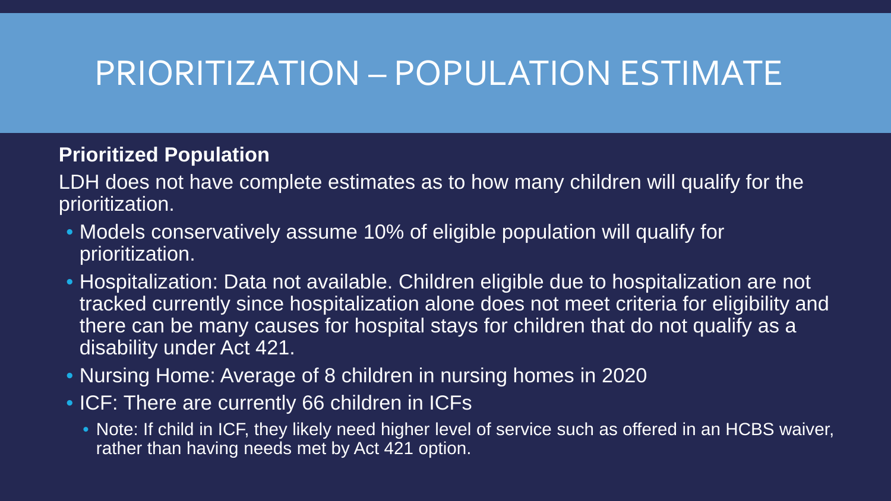# PRIORITIZATION – POPULATION ESTIMATE

**Prioritized Population**

LDH does not have complete estimates as to how many children will qualify for the prioritization.

- Models conservatively assume 10% of eligible population will qualify for prioritization.
- Hospitalization: Data not available. Children eligible due to hospitalization are not tracked currently since hospitalization alone does not meet criteria for eligibility and there can be many causes for hospital stays for children that do not qualify as a disability under Act 421.
- Nursing Home: Average of 8 children in nursing homes in 2020
- ICF: There are currently 66 children in ICFs
  - Note: If child in ICF, they likely need higher level of service such as offered in an HCBS waiver, rather than having needs met by Act 421 option.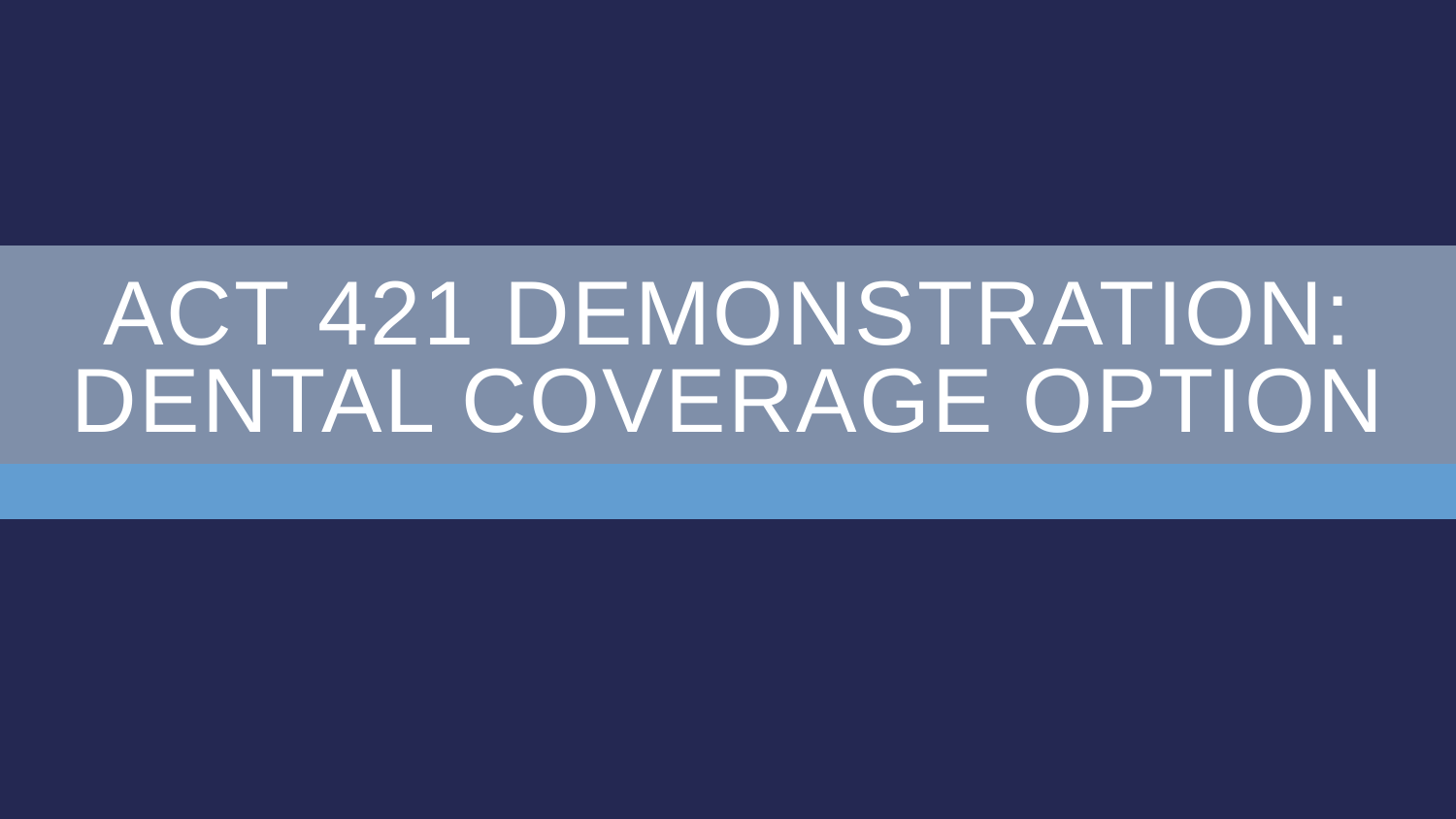# ACT 421 DEMONSTRATION: DENTAL COVERAGE OPTION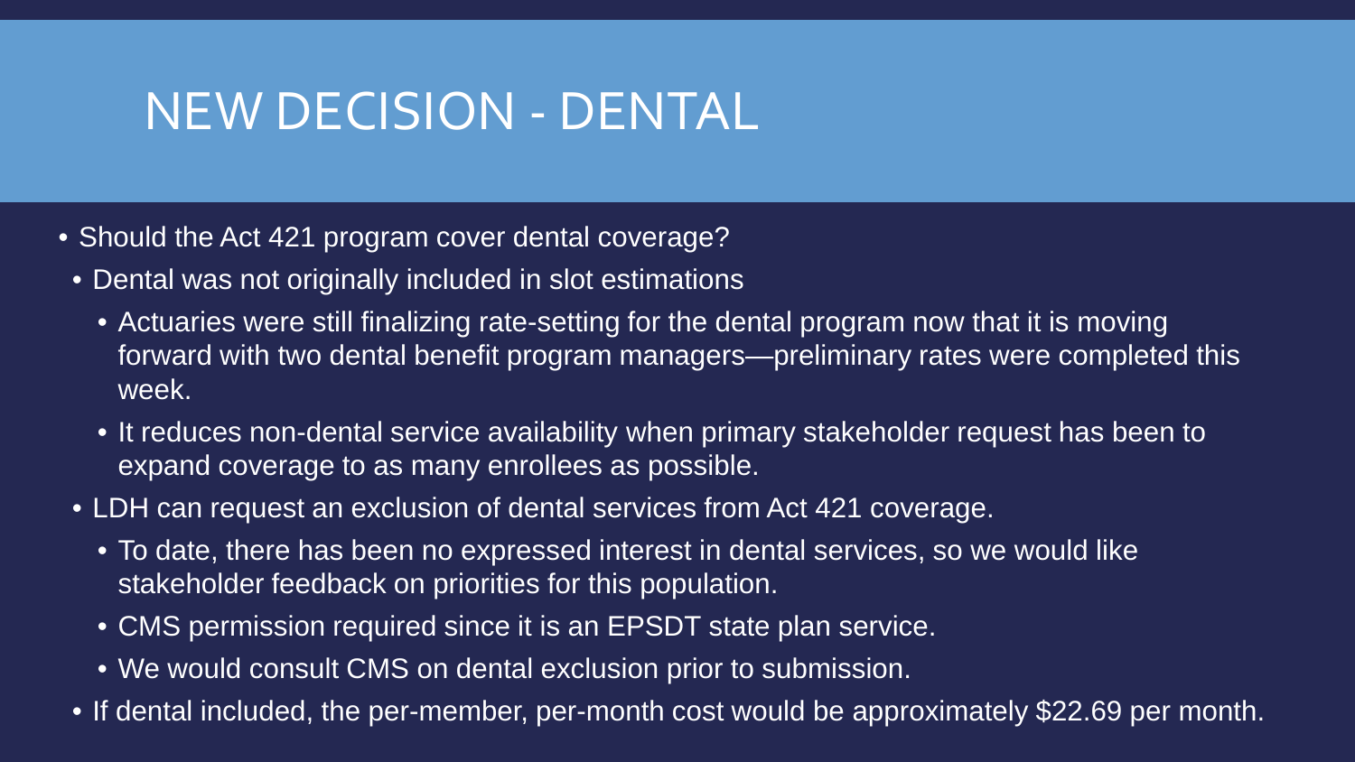# NEW DECISION - DENTAL

- Should the Act 421 program cover dental coverage?
  - Dental was not originally included in slot estimations
    - Actuaries were still finalizing rate-setting for the dental program now that it is moving forward with two dental benefit program managers—preliminary rates were completed this week.
    - It reduces non-dental service availability when primary stakeholder request has been to expand coverage to as many enrollees as possible.
  - LDH can request an exclusion of dental services from Act 421 coverage.
    - To date, there has been no expressed interest in dental services, so we would like stakeholder feedback on priorities for this population.
    - CMS permission required since it is an EPSDT state plan service.
    - We would consult CMS on dental exclusion prior to submission.
  - If dental included, the per-member, per-month cost would be approximately $22.69 per month.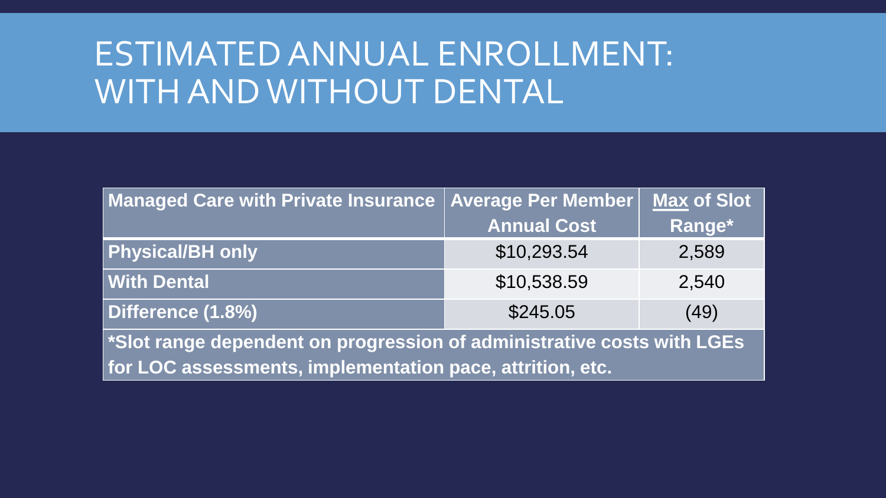# ESTIMATED ANNUAL ENROLLMENT: WITH AND WITHOUT DENTAL

| Managed Care with Private Insurance | Average Per Member Annual Cost | Max of Slot Range* |
|---|---|---|
| **Physical/BH only** | $10,293.54 | 2,589 |
| **With Dental** | $10,538.59 | 2,540 |
| **Difference (1.8%)** | $245.05 | (49) |

**\*Slot range dependent on progression of administrative costs with LGEs for LOC assessments, implementation pace, attrition, etc.**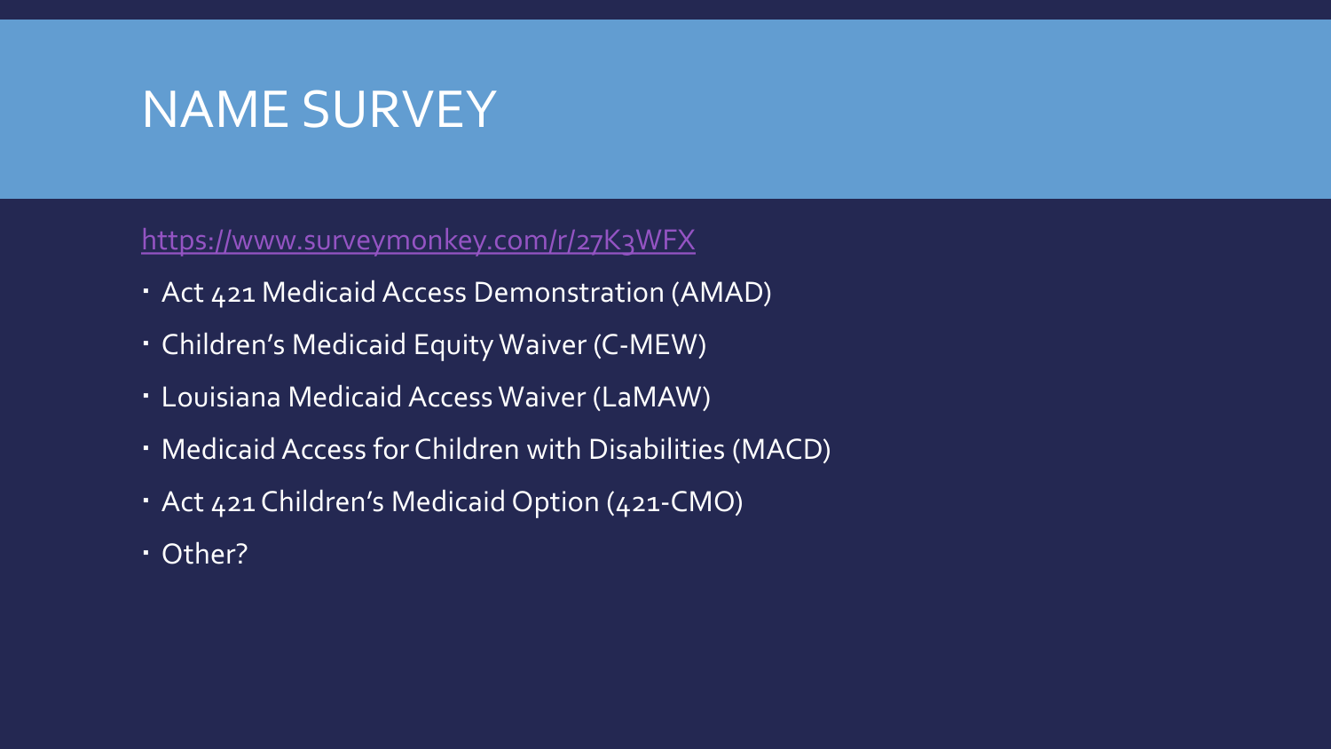# NAME SURVEY

https://www.surveymonkey.com/r/27K3WFX

- Act 421 Medicaid Access Demonstration (AMAD)
- Children's Medicaid Equity Waiver (C-MEW)
- Louisiana Medicaid Access Waiver (LaMAW)
- Medicaid Access for Children with Disabilities (MACD)
- Act 421 Children's Medicaid Option (421-CMO)
- Other?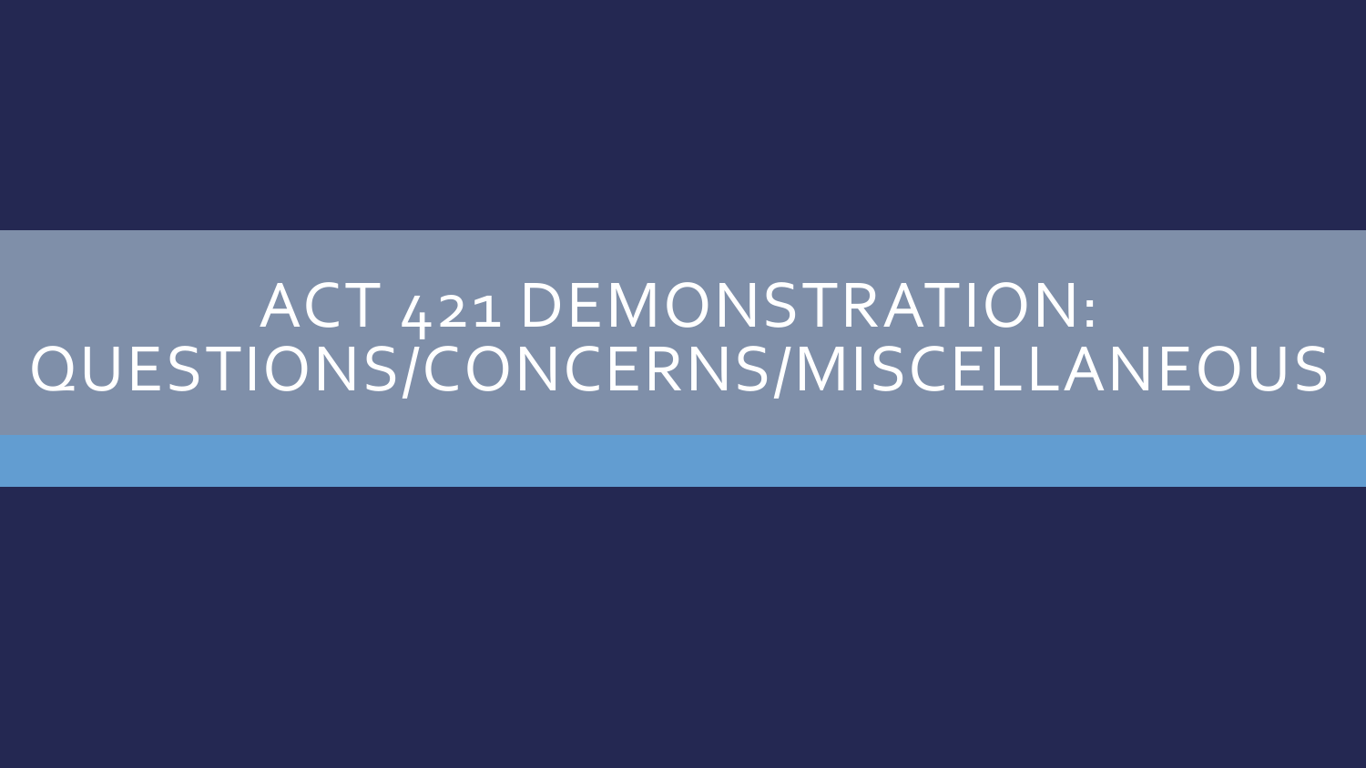# ACT 421 DEMONSTRATION: QUESTIONS/CONCERNS/MISCELLANEOUS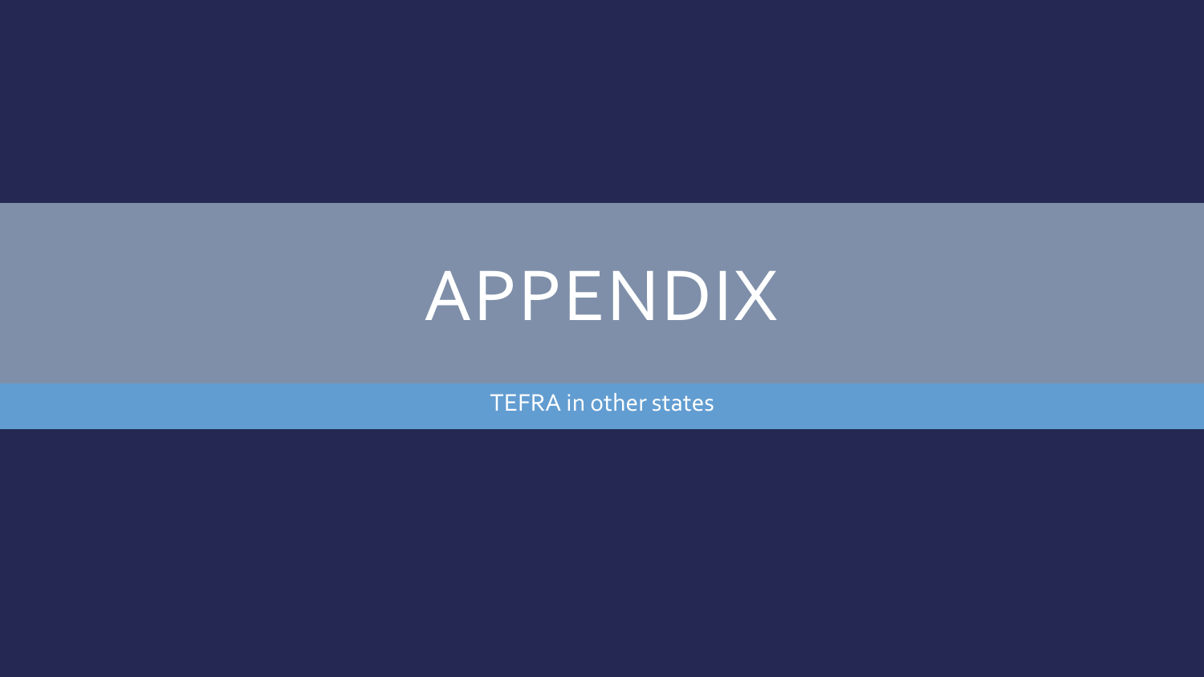# APPENDIX

TEFRA in other states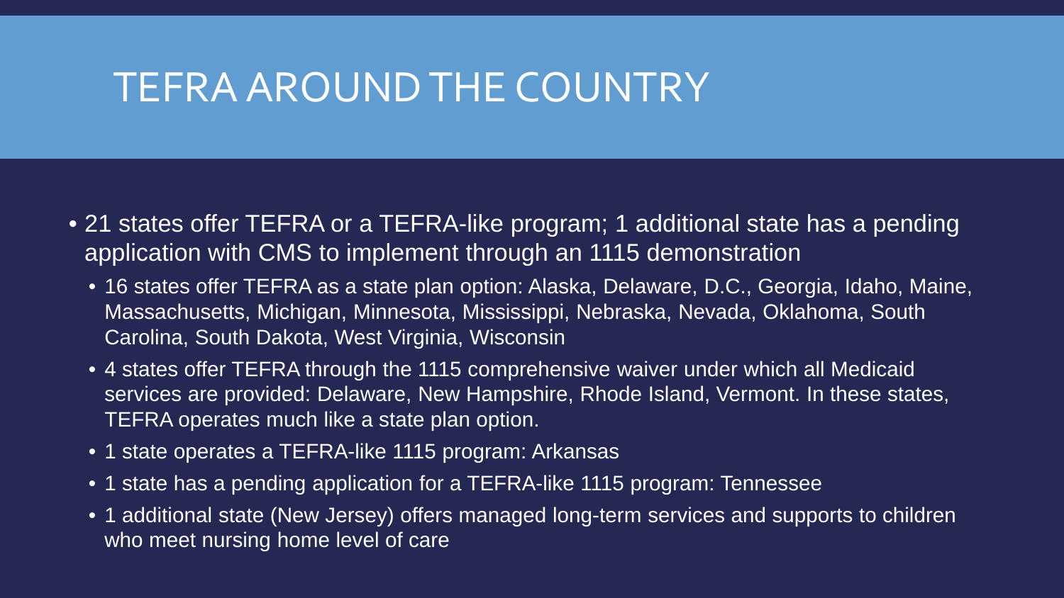# TEFRA AROUND THE COUNTRY

- 21 states offer TEFRA or a TEFRA-like program; 1 additional state has a pending application with CMS to implement through an 1115 demonstration
  - 16 states offer TEFRA as a state plan option: Alaska, Delaware, D.C., Georgia, Idaho, Maine, Massachusetts, Michigan, Minnesota, Mississippi, Nebraska, Nevada, Oklahoma, South Carolina, South Dakota, West Virginia, Wisconsin
  - 4 states offer TEFRA through the 1115 comprehensive waiver under which all Medicaid services are provided: Delaware, New Hampshire, Rhode Island, Vermont. In these states, TEFRA operates much like a state plan option.
  - 1 state operates a TEFRA-like 1115 program: Arkansas
  - 1 state has a pending application for a TEFRA-like 1115 program: Tennessee
  - 1 additional state (New Jersey) offers managed long-term services and supports to children who meet nursing home level of care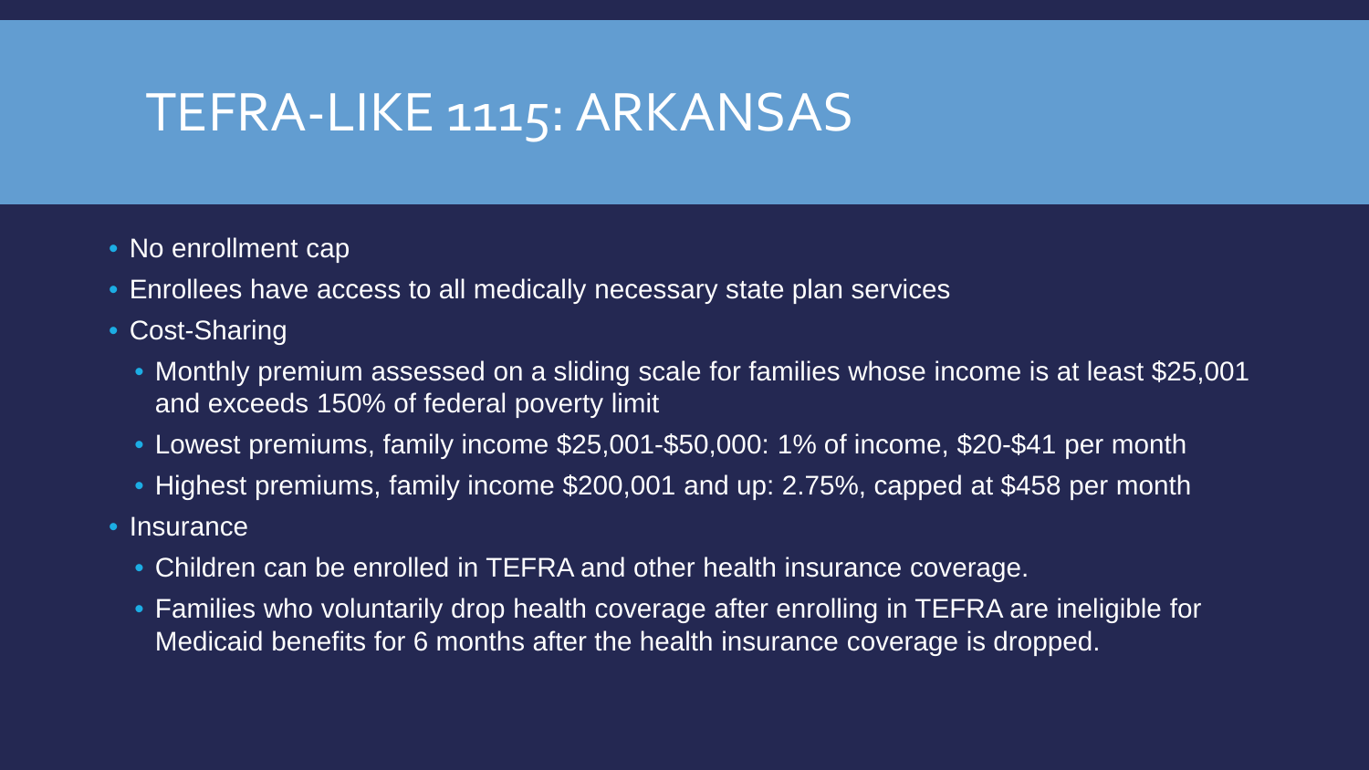# TEFRA-LIKE 1115: ARKANSAS

- No enrollment cap
- Enrollees have access to all medically necessary state plan services
- Cost-Sharing
  - Monthly premium assessed on a sliding scale for families whose income is at least $25,001 and exceeds 150% of federal poverty limit
  - Lowest premiums, family income $25,001-$50,000: 1% of income, $20-$41 per month
  - Highest premiums, family income $200,001 and up: 2.75%, capped at $458 per month
- Insurance
  - Children can be enrolled in TEFRA and other health insurance coverage.
  - Families who voluntarily drop health coverage after enrolling in TEFRA are ineligible for Medicaid benefits for 6 months after the health insurance coverage is dropped.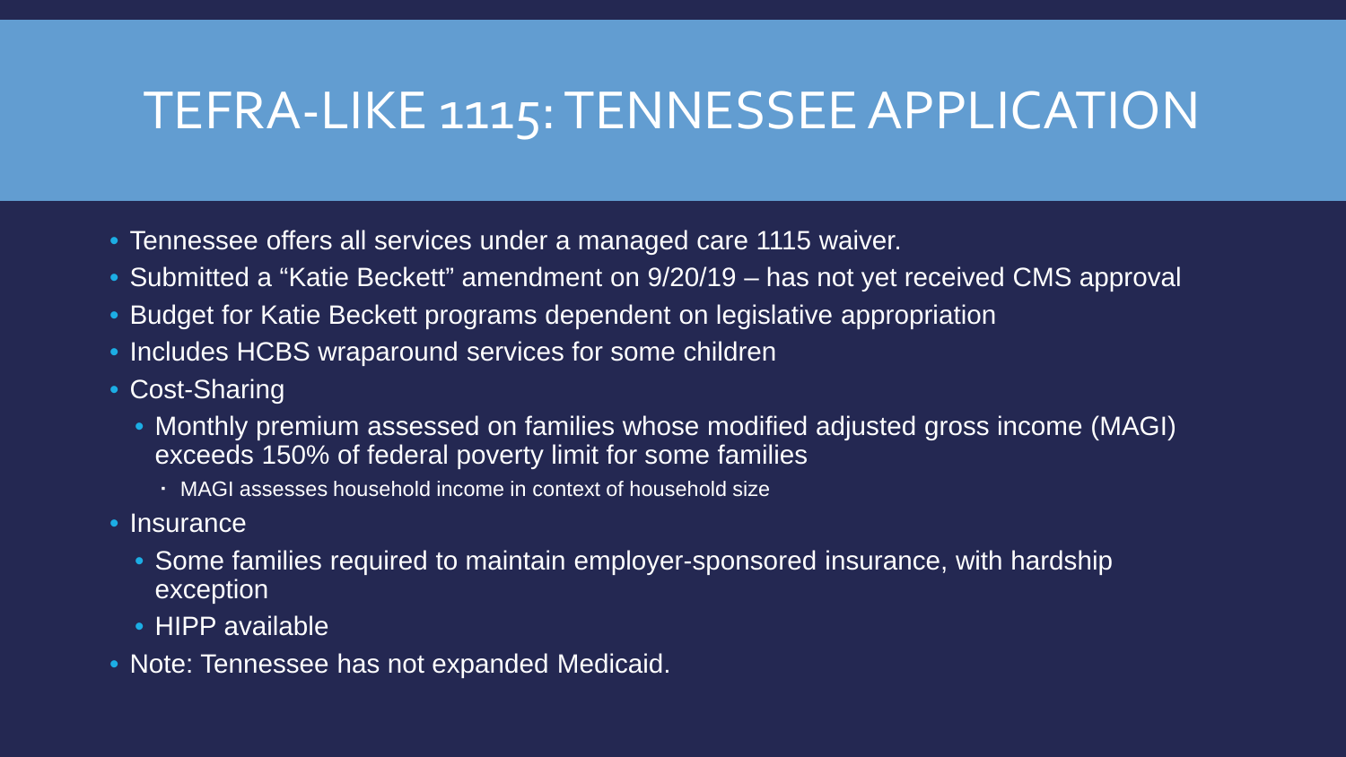# TEFRA-LIKE 1115: TENNESSEE APPLICATION

- Tennessee offers all services under a managed care 1115 waiver.
- Submitted a "Katie Beckett" amendment on 9/20/19 – has not yet received CMS approval
- Budget for Katie Beckett programs dependent on legislative appropriation
- Includes HCBS wraparound services for some children
- Cost-Sharing
  - Monthly premium assessed on families whose modified adjusted gross income (MAGI) exceeds 150% of federal poverty limit for some families
    - MAGI assesses household income in context of household size
- Insurance
  - Some families required to maintain employer-sponsored insurance, with hardship exception
  - HIPP available
- Note: Tennessee has not expanded Medicaid.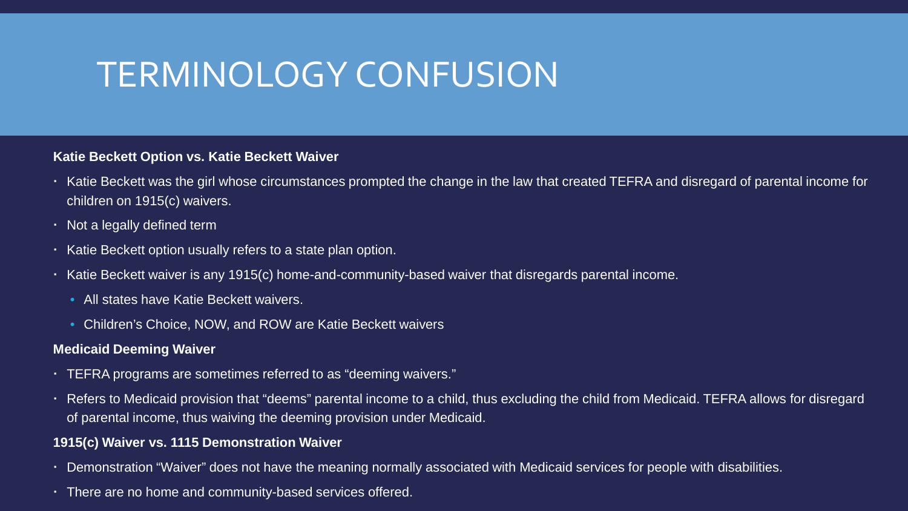# TERMINOLOGY CONFUSION

**Katie Beckett Option vs. Katie Beckett Waiver**

- Katie Beckett was the girl whose circumstances prompted the change in the law that created TEFRA and disregard of parental income for children on 1915(c) waivers.
- Not a legally defined term
- Katie Beckett option usually refers to a state plan option.
- Katie Beckett waiver is any 1915(c) home-and-community-based waiver that disregards parental income.
  - All states have Katie Beckett waivers.
  - Children's Choice, NOW, and ROW are Katie Beckett waivers

**Medicaid Deeming Waiver**

- TEFRA programs are sometimes referred to as "deeming waivers."
- Refers to Medicaid provision that "deems" parental income to a child, thus excluding the child from Medicaid. TEFRA allows for disregard of parental income, thus waiving the deeming provision under Medicaid.

**1915(c) Waiver vs. 1115 Demonstration Waiver**

- Demonstration "Waiver" does not have the meaning normally associated with Medicaid services for people with disabilities.
- There are no home and community-based services offered.